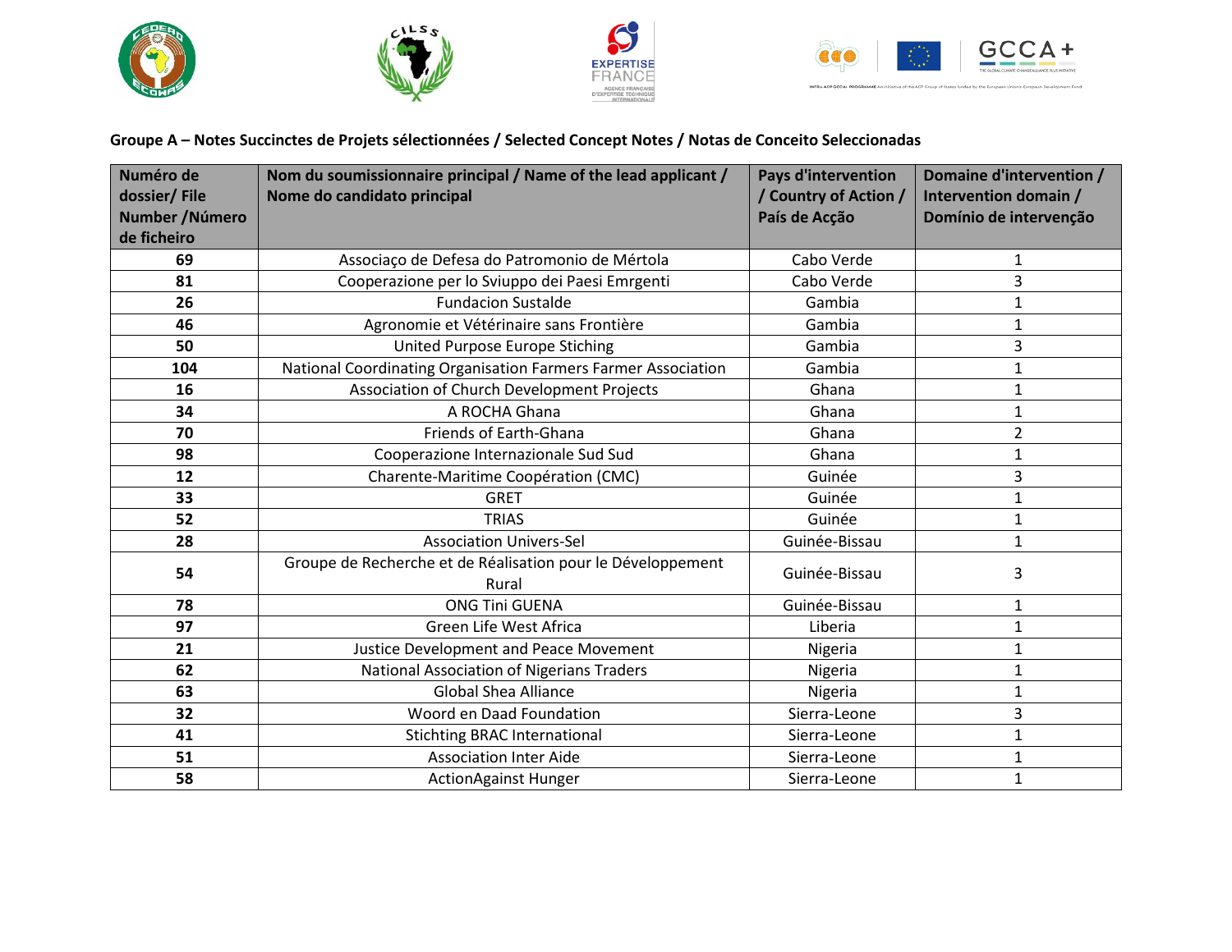**Groupe A – Notes Succinctes de Projets sélectionnées / Selected Concept Notes / Notas de Conceito Seleccionadas**

| Numéro de dossier/ File Number /Número de ficheiro | Nom du soumissionnaire principal / Name of the lead applicant / Nome do candidato principal | Pays d'intervention / Country of Action / País de Acção | Domaine d'intervention / Intervention domain / Domínio de intervenção |
|---|---|---|---|
| 69 | Associaço de Defesa do Patromonio de Mértola | Cabo Verde | 1 |
| 81 | Cooperazione per lo Sviuppo dei Paesi Emrgenti | Cabo Verde | 3 |
| 26 | Fundacion Sustalde | Gambia | 1 |
| 46 | Agronomie et Vétérinaire sans Frontière | Gambia | 1 |
| 50 | United Purpose Europe Stiching | Gambia | 3 |
| 104 | National Coordinating Organisation Farmers Farmer Association | Gambia | 1 |
| 16 | Association of Church Development Projects | Ghana | 1 |
| 34 | A ROCHA Ghana | Ghana | 1 |
| 70 | Friends of Earth-Ghana | Ghana | 2 |
| 98 | Cooperazione Internazionale Sud Sud | Ghana | 1 |
| 12 | Charente-Maritime Coopération (CMC) | Guinée | 3 |
| 33 | GRET | Guinée | 1 |
| 52 | TRIAS | Guinée | 1 |
| 28 | Association Univers-Sel | Guinée-Bissau | 1 |
| 54 | Groupe de Recherche et de Réalisation pour le Développement Rural | Guinée-Bissau | 3 |
| 78 | ONG Tini GUENA | Guinée-Bissau | 1 |
| 97 | Green Life West Africa | Liberia | 1 |
| 21 | Justice Development and Peace Movement | Nigeria | 1 |
| 62 | National Association of Nigerians Traders | Nigeria | 1 |
| 63 | Global Shea Alliance | Nigeria | 1 |
| 32 | Woord en Daad Foundation | Sierra-Leone | 3 |
| 41 | Stichting BRAC International | Sierra-Leone | 1 |
| 51 | Association Inter Aide | Sierra-Leone | 1 |
| 58 | ActionAgainst Hunger | Sierra-Leone | 1 |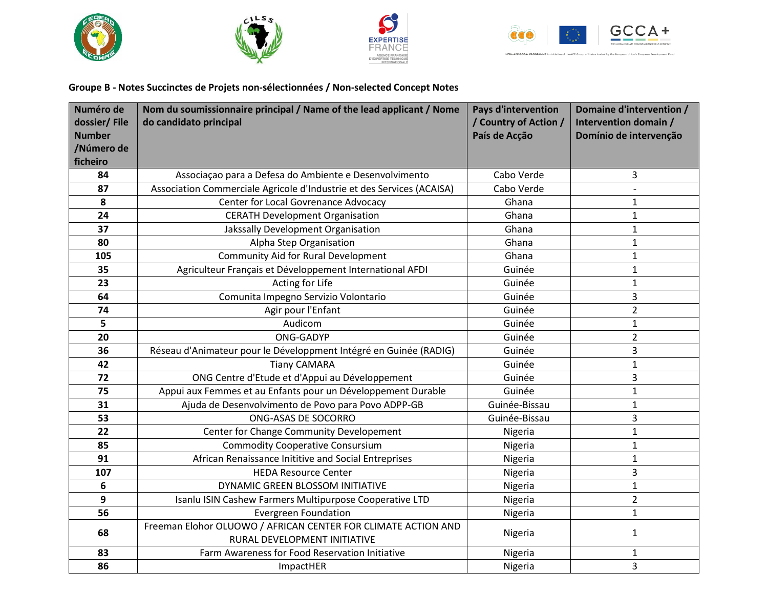**Groupe B - Notes Succinctes de Projets non-sélectionnées / Non-selected Concept Notes**

| Numéro de dossier/ File Number /Número de ficheiro | Nom du soumissionnaire principal / Name of the lead applicant / Nome do candidato principal | Pays d'intervention / Country of Action / País de Acção | Domaine d'intervention / Intervention domain / Domínio de intervenção |
|---|---|---|---|
| 84 | Associaçao para a Defesa do Ambiente e Desenvolvimento | Cabo Verde | 3 |
| 87 | Association Commerciale Agricole d'Industrie et des Services (ACAISA) | Cabo Verde | - |
| 8 | Center for Local Govrenance Advocacy | Ghana | 1 |
| 24 | CERATH Development Organisation | Ghana | 1 |
| 37 | Jakssally Development Organisation | Ghana | 1 |
| 80 | Alpha Step Organisation | Ghana | 1 |
| 105 | Community Aid for Rural Development | Ghana | 1 |
| 35 | Agriculteur Français et Développement International AFDI | Guinée | 1 |
| 23 | Acting for Life | Guinée | 1 |
| 64 | Comunita Impegno Servizio Volontario | Guinée | 3 |
| 74 | Agir pour l'Enfant | Guinée | 2 |
| 5 | Audicom | Guinée | 1 |
| 20 | ONG-GADYP | Guinée | 2 |
| 36 | Réseau d'Animateur pour le Développment Intégré en Guinée (RADIG) | Guinée | 3 |
| 42 | Tiany CAMARA | Guinée | 1 |
| 72 | ONG Centre d'Etude et d'Appui au Développement | Guinée | 3 |
| 75 | Appui aux Femmes et au Enfants pour un Développement Durable | Guinée | 1 |
| 31 | Ajuda de Desenvolvimento de Povo para Povo ADPP-GB | Guinée-Bissau | 1 |
| 53 | ONG-ASAS DE SOCORRO | Guinée-Bissau | 3 |
| 22 | Center for Change Community Developement | Nigeria | 1 |
| 85 | Commodity Cooperative Consursium | Nigeria | 1 |
| 91 | African Renaissance Inititive and Social Entreprises | Nigeria | 1 |
| 107 | HEDA Resource Center | Nigeria | 3 |
| 6 | DYNAMIC GREEN BLOSSOM INITIATIVE | Nigeria | 1 |
| 9 | Isanlu ISIN Cashew Farmers Multipurpose Cooperative LTD | Nigeria | 2 |
| 56 | Evergreen Foundation | Nigeria | 1 |
| 68 | Freeman Elohor OLUOWO / AFRICAN CENTER FOR CLIMATE ACTION AND RURAL DEVELOPMENT INITIATIVE | Nigeria | 1 |
| 83 | Farm Awareness for Food Reservation Initiative | Nigeria | 1 |
| 86 | ImpactHER | Nigeria | 3 |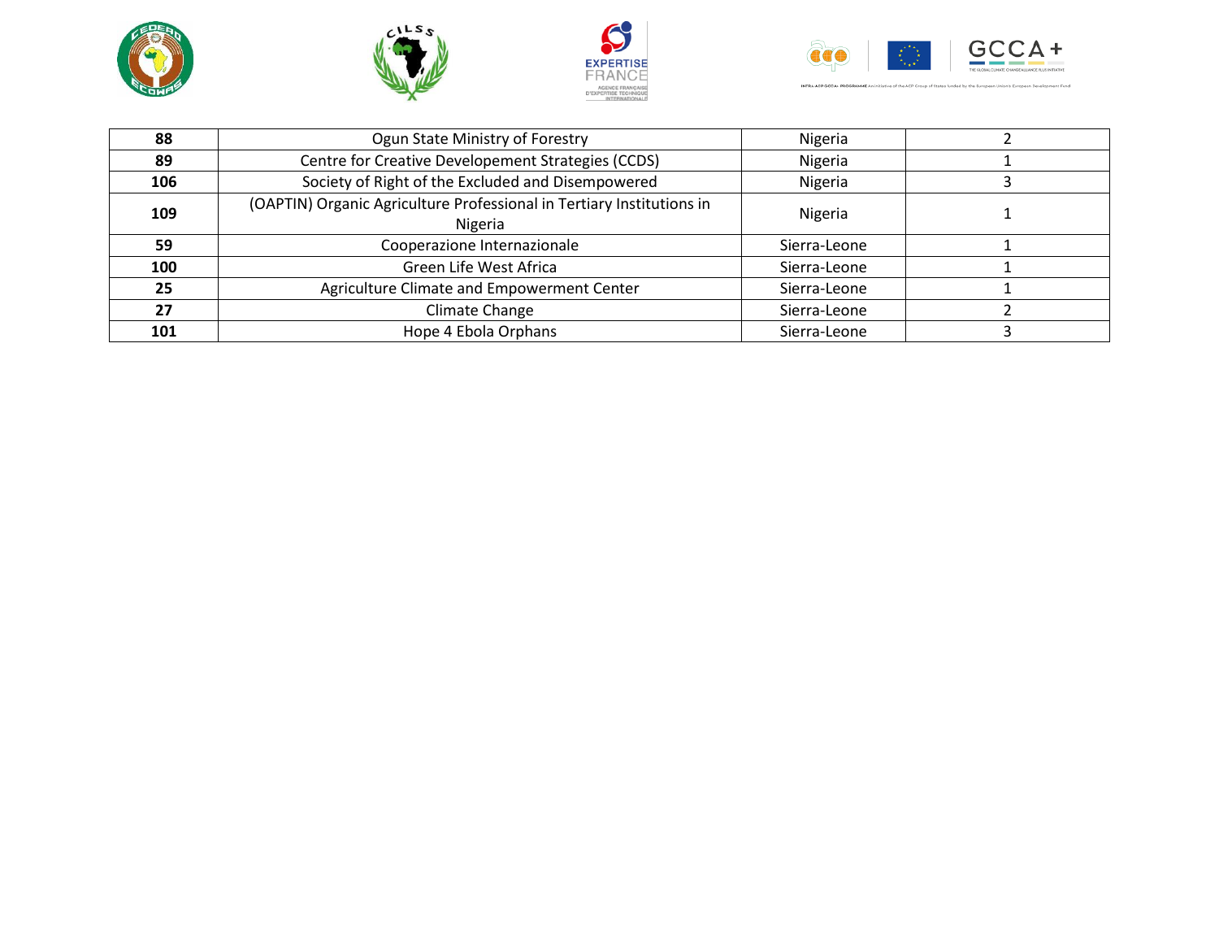| **88** | Ogun State Ministry of Forestry | Nigeria | 2 |
|---|---|---|---|
| **89** | Centre for Creative Developement Strategies (CCDS) | Nigeria | 1 |
| **106** | Society of Right of the Excluded and Disempowered | Nigeria | 3 |
| **109** | (OAPTIN) Organic Agriculture Professional in Tertiary Institutions in Nigeria | Nigeria | 1 |
| **59** | Cooperazione Internazionale | Sierra-Leone | 1 |
| **100** | Green Life West Africa | Sierra-Leone | 1 |
| **25** | Agriculture Climate and Empowerment Center | Sierra-Leone | 1 |
| **27** | Climate Change | Sierra-Leone | 2 |
| **101** | Hope 4 Ebola Orphans | Sierra-Leone | 3 |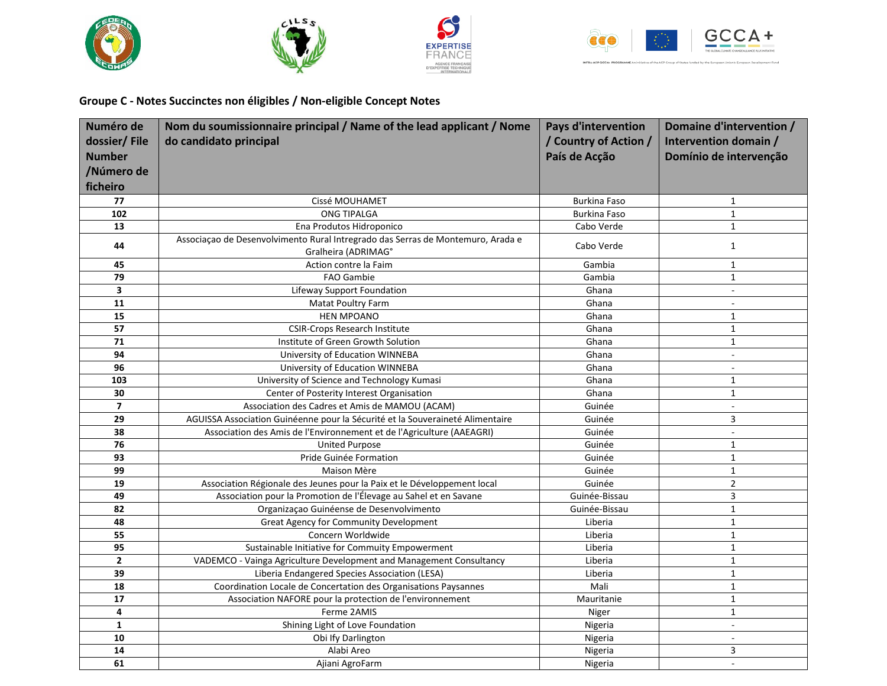### Groupe C - Notes Succinctes non éligibles / Non-eligible Concept Notes

| Numéro de dossier/ File Number /Número de ficheiro | Nom du soumissionnaire principal / Name of the lead applicant / Nome do candidato principal | Pays d'intervention / Country of Action / País de Acção | Domaine d'intervention / Intervention domain / Domínio de intervenção |
|---|---|---|---|
| **77** | Cissé MOUHAMET | Burkina Faso | 1 |
| **102** | ONG TIPALGA | Burkina Faso | 1 |
| **13** | Ena Produtos Hidroponico | Cabo Verde | 1 |
| **44** | Associaçao de Desenvolvimento Rural Intregrado das Serras de Montemuro, Arada e Gralheira (ADRIMAG° | Cabo Verde | 1 |
| **45** | Action contre la Faim | Gambia | 1 |
| **79** | FAO Gambie | Gambia | 1 |
| **3** | Lifeway Support Foundation | Ghana | - |
| **11** | Matat Poultry Farm | Ghana | - |
| **15** | HEN MPOANO | Ghana | 1 |
| **57** | CSIR-Crops Research Institute | Ghana | 1 |
| **71** | Institute of Green Growth Solution | Ghana | 1 |
| **94** | University of Education WINNEBA | Ghana | - |
| **96** | University of Education WINNEBA | Ghana | - |
| **103** | University of Science and Technology Kumasi | Ghana | 1 |
| **30** | Center of Posterity Interest Organisation | Ghana | 1 |
| **7** | Association des Cadres et Amis de MAMOU (ACAM) | Guinée | - |
| **29** | AGUISSA Association Guinéenne pour la Sécurité et la Souveraineté Alimentaire | Guinée | 3 |
| **38** | Association des Amis de l'Environnement et de l'Agriculture (AAEAGRI) | Guinée | - |
| **76** | United Purpose | Guinée | 1 |
| **93** | Pride Guinée Formation | Guinée | 1 |
| **99** | Maison Mère | Guinée | 1 |
| **19** | Association Régionale des Jeunes pour la Paix et le Développement local | Guinée | 2 |
| **49** | Association pour la Promotion de l'Élevage au Sahel et en Savane | Guinée-Bissau | 3 |
| **82** | Organizaçao Guinéense de Desenvolvimento | Guinée-Bissau | 1 |
| **48** | Great Agency for Community Development | Liberia | 1 |
| **55** | Concern Worldwide | Liberia | 1 |
| **95** | Sustainable Initiative for Commuity Empowerment | Liberia | 1 |
| **2** | VADEMCO - Vainga Agriculture Development and Management Consultancy | Liberia | 1 |
| **39** | Liberia Endangered Species Association (LESA) | Liberia | 1 |
| **18** | Coordination Locale de Concertation des Organisations Paysannes | Mali | 1 |
| **17** | Association NAFORE pour la protection de l'environnement | Mauritanie | 1 |
| **4** | Ferme 2AMIS | Niger | 1 |
| **1** | Shining Light of Love Foundation | Nigeria | - |
| **10** | Obi Ify Darlington | Nigeria | - |
| **14** | Alabi Areo | Nigeria | 3 |
| **61** | Ajiani AgroFarm | Nigeria | - |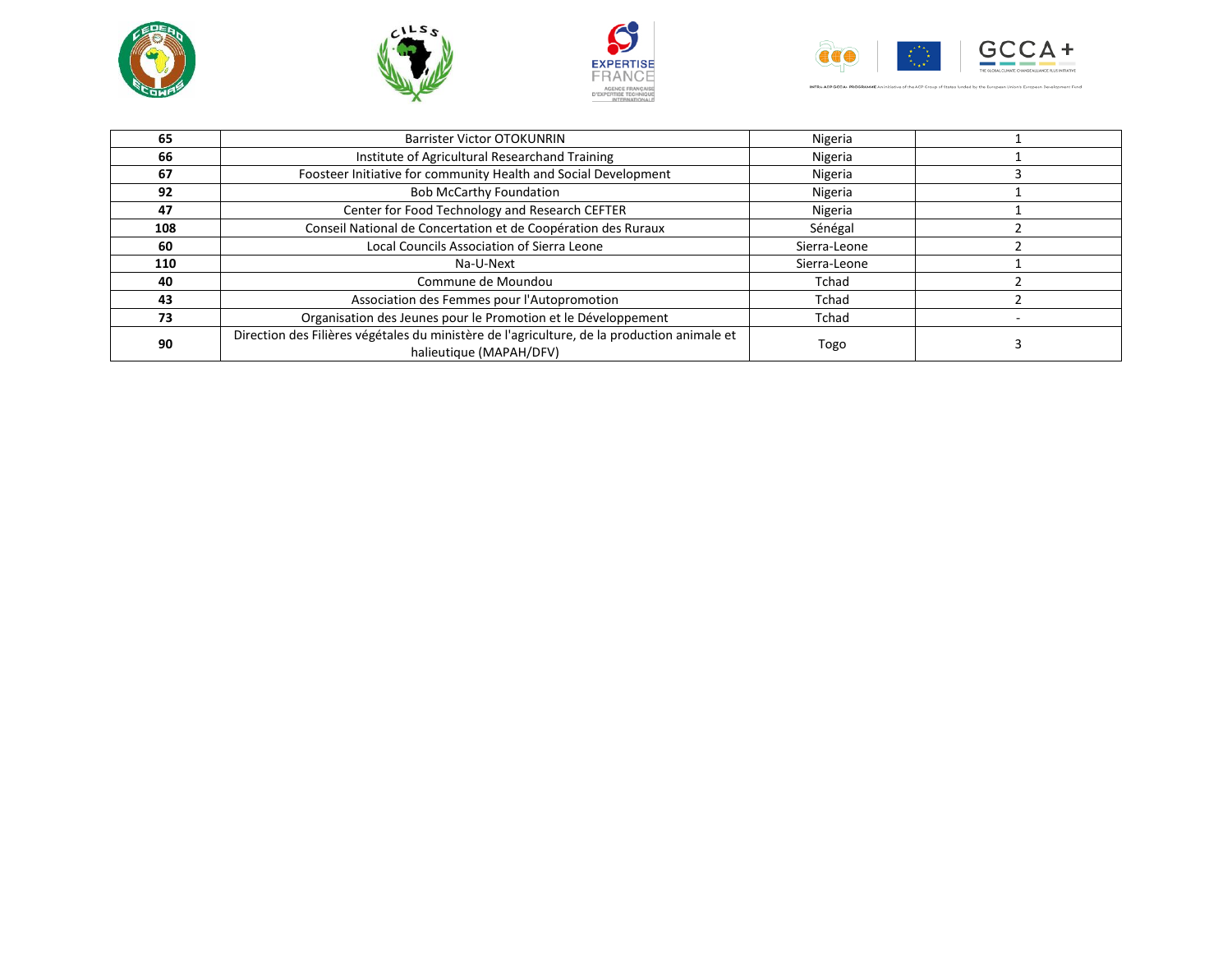| | | | |
|---|---|---|---|
| **65** | Barrister Victor OTOKUNRIN | Nigeria | 1 |
| **66** | Institute of Agricultural Researchand Training | Nigeria | 1 |
| **67** | Foosteer Initiative for community Health and Social Development | Nigeria | 3 |
| **92** | Bob McCarthy Foundation | Nigeria | 1 |
| **47** | Center for Food Technology and Research CEFTER | Nigeria | 1 |
| **108** | Conseil National de Concertation et de Coopération des Ruraux | Sénégal | 2 |
| **60** | Local Councils Association of Sierra Leone | Sierra-Leone | 2 |
| **110** | Na-U-Next | Sierra-Leone | 1 |
| **40** | Commune de Moundou | Tchad | 2 |
| **43** | Association des Femmes pour l'Autopromotion | Tchad | 2 |
| **73** | Organisation des Jeunes pour le Promotion et le Développement | Tchad | - |
| **90** | Direction des Filières végétales du ministère de l'agriculture, de la production animale et halieutique (MAPAH/DFV) | Togo | 3 |